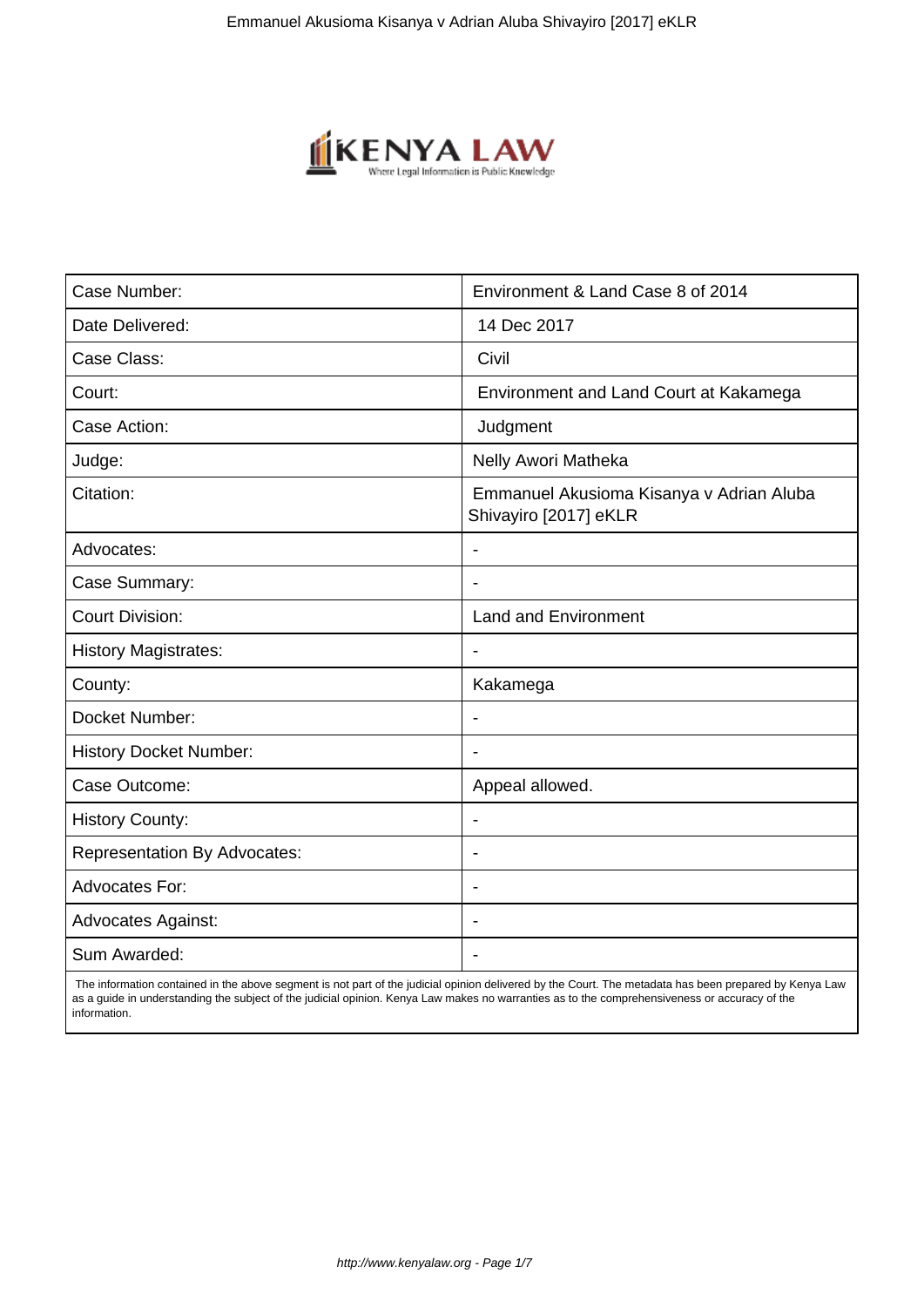| Case Number: | Environment & Land Case 8 of 2014 |
|---|---|
| Date Delivered: | 14 Dec 2017 |
| Case Class: | Civil |
| Court: | Environment and Land Court at Kakamega |
| Case Action: | Judgment |
| Judge: | Nelly Awori Matheka |
| Citation: | Emmanuel Akusioma Kisanya v Adrian Aluba Shivayiro [2017] eKLR |
| Advocates: | - |
| Case Summary: | - |
| Court Division: | Land and Environment |
| History Magistrates: | - |
| County: | Kakamega |
| Docket Number: | - |
| History Docket Number: | - |
| Case Outcome: | Appeal allowed. |
| History County: | - |
| Representation By Advocates: | - |
| Advocates For: | - |
| Advocates Against: | - |
| Sum Awarded: | - |

The information contained in the above segment is not part of the judicial opinion delivered by the Court. The metadata has been prepared by Kenya Law as a guide in understanding the subject of the judicial opinion. Kenya Law makes no warranties as to the comprehensiveness or accuracy of the information.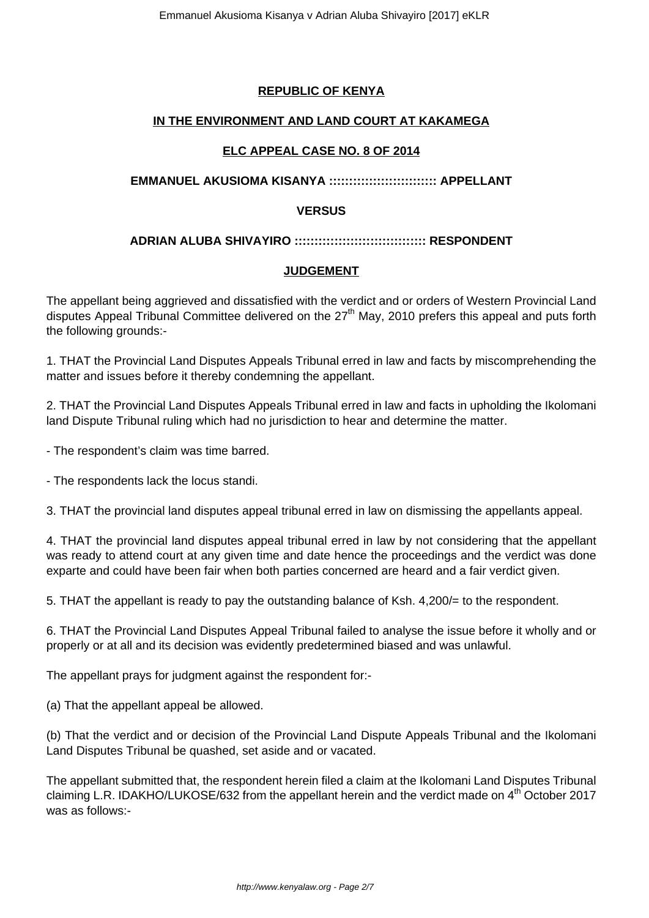**REPUBLIC OF KENYA**

**IN THE ENVIRONMENT AND LAND COURT AT KAKAMEGA**

**ELC APPEAL CASE NO. 8 OF 2014**

**EMMANUEL AKUSIOMA KISANYA :::::::::::::::::::::::::: APPELLANT**

**VERSUS**

**ADRIAN ALUBA SHIVAYIRO :::::::::::::::::::::::::::::::: RESPONDENT**

**JUDGEMENT**

The appellant being aggrieved and dissatisfied with the verdict and or orders of Western Provincial Land disputes Appeal Tribunal Committee delivered on the 27th May, 2010 prefers this appeal and puts forth the following grounds:-

1. THAT the Provincial Land Disputes Appeals Tribunal erred in law and facts by miscomprehending the matter and issues before it thereby condemning the appellant.

2. THAT the Provincial Land Disputes Appeals Tribunal erred in law and facts in upholding the Ikolomani land Dispute Tribunal ruling which had no jurisdiction to hear and determine the matter.

- The respondent's claim was time barred.

- The respondents lack the locus standi.

3. THAT the provincial land disputes appeal tribunal erred in law on dismissing the appellants appeal.

4. THAT the provincial land disputes appeal tribunal erred in law by not considering that the appellant was ready to attend court at any given time and date hence the proceedings and the verdict was done exparte and could have been fair when both parties concerned are heard and a fair verdict given.

5. THAT the appellant is ready to pay the outstanding balance of Ksh. 4,200/= to the respondent.

6. THAT the Provincial Land Disputes Appeal Tribunal failed to analyse the issue before it wholly and or properly or at all and its decision was evidently predetermined biased and was unlawful.

The appellant prays for judgment against the respondent for:-

(a) That the appellant appeal be allowed.

(b) That the verdict and or decision of the Provincial Land Dispute Appeals Tribunal and the Ikolomani Land Disputes Tribunal be quashed, set aside and or vacated.

The appellant submitted that, the respondent herein filed a claim at the Ikolomani Land Disputes Tribunal claiming L.R. IDAKHO/LUKOSE/632 from the appellant herein and the verdict made on 4th October 2017 was as follows:-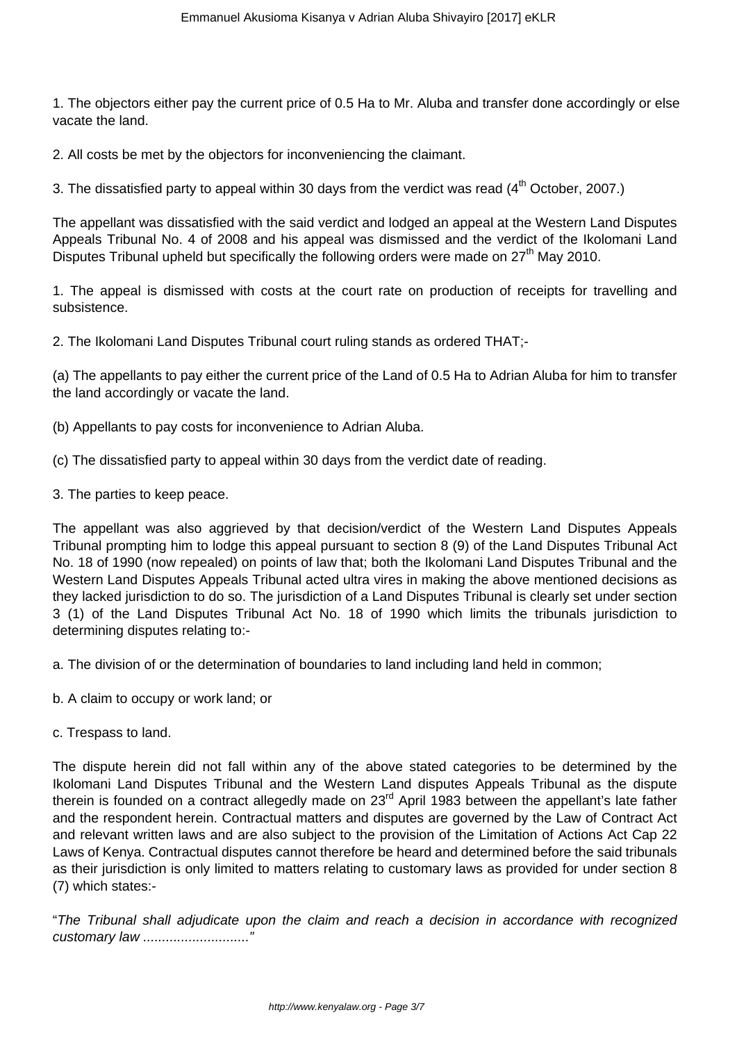1. The objectors either pay the current price of 0.5 Ha to Mr. Aluba and transfer done accordingly or else vacate the land.

2. All costs be met by the objectors for inconveniencing the claimant.

3. The dissatisfied party to appeal within 30 days from the verdict was read (4th October, 2007.)

The appellant was dissatisfied with the said verdict and lodged an appeal at the Western Land Disputes Appeals Tribunal No. 4 of 2008 and his appeal was dismissed and the verdict of the Ikolomani Land Disputes Tribunal upheld but specifically the following orders were made on 27th May 2010.

1. The appeal is dismissed with costs at the court rate on production of receipts for travelling and subsistence.

2. The Ikolomani Land Disputes Tribunal court ruling stands as ordered THAT;-

(a) The appellants to pay either the current price of the Land of 0.5 Ha to Adrian Aluba for him to transfer the land accordingly or vacate the land.

(b) Appellants to pay costs for inconvenience to Adrian Aluba.

(c) The dissatisfied party to appeal within 30 days from the verdict date of reading.

3. The parties to keep peace.

The appellant was also aggrieved by that decision/verdict of the Western Land Disputes Appeals Tribunal prompting him to lodge this appeal pursuant to section 8 (9) of the Land Disputes Tribunal Act No. 18 of 1990 (now repealed) on points of law that; both the Ikolomani Land Disputes Tribunal and the Western Land Disputes Appeals Tribunal acted ultra vires in making the above mentioned decisions as they lacked jurisdiction to do so. The jurisdiction of a Land Disputes Tribunal is clearly set under section 3 (1) of the Land Disputes Tribunal Act No. 18 of 1990 which limits the tribunals jurisdiction to determining disputes relating to:-

a. The division of or the determination of boundaries to land including land held in common;

b. A claim to occupy or work land; or

c. Trespass to land.

The dispute herein did not fall within any of the above stated categories to be determined by the Ikolomani Land Disputes Tribunal and the Western Land disputes Appeals Tribunal as the dispute therein is founded on a contract allegedly made on 23rd April 1983 between the appellant's late father and the respondent herein. Contractual matters and disputes are governed by the Law of Contract Act and relevant written laws and are also subject to the provision of the Limitation of Actions Act Cap 22 Laws of Kenya. Contractual disputes cannot therefore be heard and determined before the said tribunals as their jurisdiction is only limited to matters relating to customary laws as provided for under section 8 (7) which states:-

"*The Tribunal shall adjudicate upon the claim and reach a decision in accordance with recognized customary law ............................*"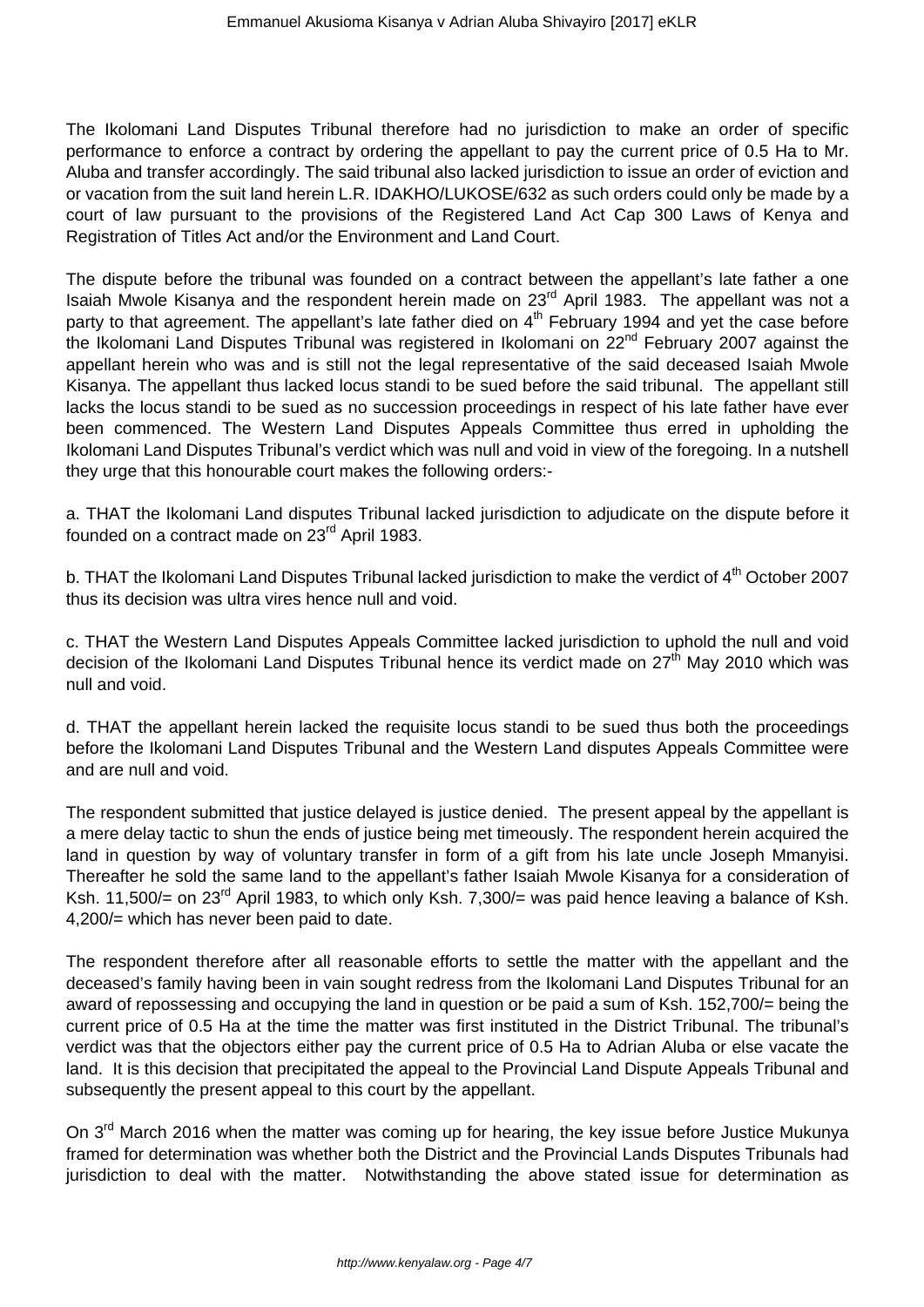The Ikolomani Land Disputes Tribunal therefore had no jurisdiction to make an order of specific performance to enforce a contract by ordering the appellant to pay the current price of 0.5 Ha to Mr. Aluba and transfer accordingly. The said tribunal also lacked jurisdiction to issue an order of eviction and or vacation from the suit land herein L.R. IDAKHO/LUKOSE/632 as such orders could only be made by a court of law pursuant to the provisions of the Registered Land Act Cap 300 Laws of Kenya and Registration of Titles Act and/or the Environment and Land Court.

The dispute before the tribunal was founded on a contract between the appellant's late father a one Isaiah Mwole Kisanya and the respondent herein made on 23rd April 1983. The appellant was not a party to that agreement. The appellant's late father died on 4th February 1994 and yet the case before the Ikolomani Land Disputes Tribunal was registered in Ikolomani on 22nd February 2007 against the appellant herein who was and is still not the legal representative of the said deceased Isaiah Mwole Kisanya. The appellant thus lacked locus standi to be sued before the said tribunal. The appellant still lacks the locus standi to be sued as no succession proceedings in respect of his late father have ever been commenced. The Western Land Disputes Appeals Committee thus erred in upholding the Ikolomani Land Disputes Tribunal's verdict which was null and void in view of the foregoing. In a nutshell they urge that this honourable court makes the following orders:-

a. THAT the Ikolomani Land disputes Tribunal lacked jurisdiction to adjudicate on the dispute before it founded on a contract made on 23rd April 1983.

b. THAT the Ikolomani Land Disputes Tribunal lacked jurisdiction to make the verdict of 4th October 2007 thus its decision was ultra vires hence null and void.

c. THAT the Western Land Disputes Appeals Committee lacked jurisdiction to uphold the null and void decision of the Ikolomani Land Disputes Tribunal hence its verdict made on 27th May 2010 which was null and void.

d. THAT the appellant herein lacked the requisite locus standi to be sued thus both the proceedings before the Ikolomani Land Disputes Tribunal and the Western Land disputes Appeals Committee were and are null and void.

The respondent submitted that justice delayed is justice denied. The present appeal by the appellant is a mere delay tactic to shun the ends of justice being met timeously. The respondent herein acquired the land in question by way of voluntary transfer in form of a gift from his late uncle Joseph Mmanyisi. Thereafter he sold the same land to the appellant's father Isaiah Mwole Kisanya for a consideration of Ksh. 11,500/= on 23rd April 1983, to which only Ksh. 7,300/= was paid hence leaving a balance of Ksh. 4,200/= which has never been paid to date.

The respondent therefore after all reasonable efforts to settle the matter with the appellant and the deceased's family having been in vain sought redress from the Ikolomani Land Disputes Tribunal for an award of repossessing and occupying the land in question or be paid a sum of Ksh. 152,700/= being the current price of 0.5 Ha at the time the matter was first instituted in the District Tribunal. The tribunal's verdict was that the objectors either pay the current price of 0.5 Ha to Adrian Aluba or else vacate the land. It is this decision that precipitated the appeal to the Provincial Land Dispute Appeals Tribunal and subsequently the present appeal to this court by the appellant.

On 3rd March 2016 when the matter was coming up for hearing, the key issue before Justice Mukunya framed for determination was whether both the District and the Provincial Lands Disputes Tribunals had jurisdiction to deal with the matter. Notwithstanding the above stated issue for determination as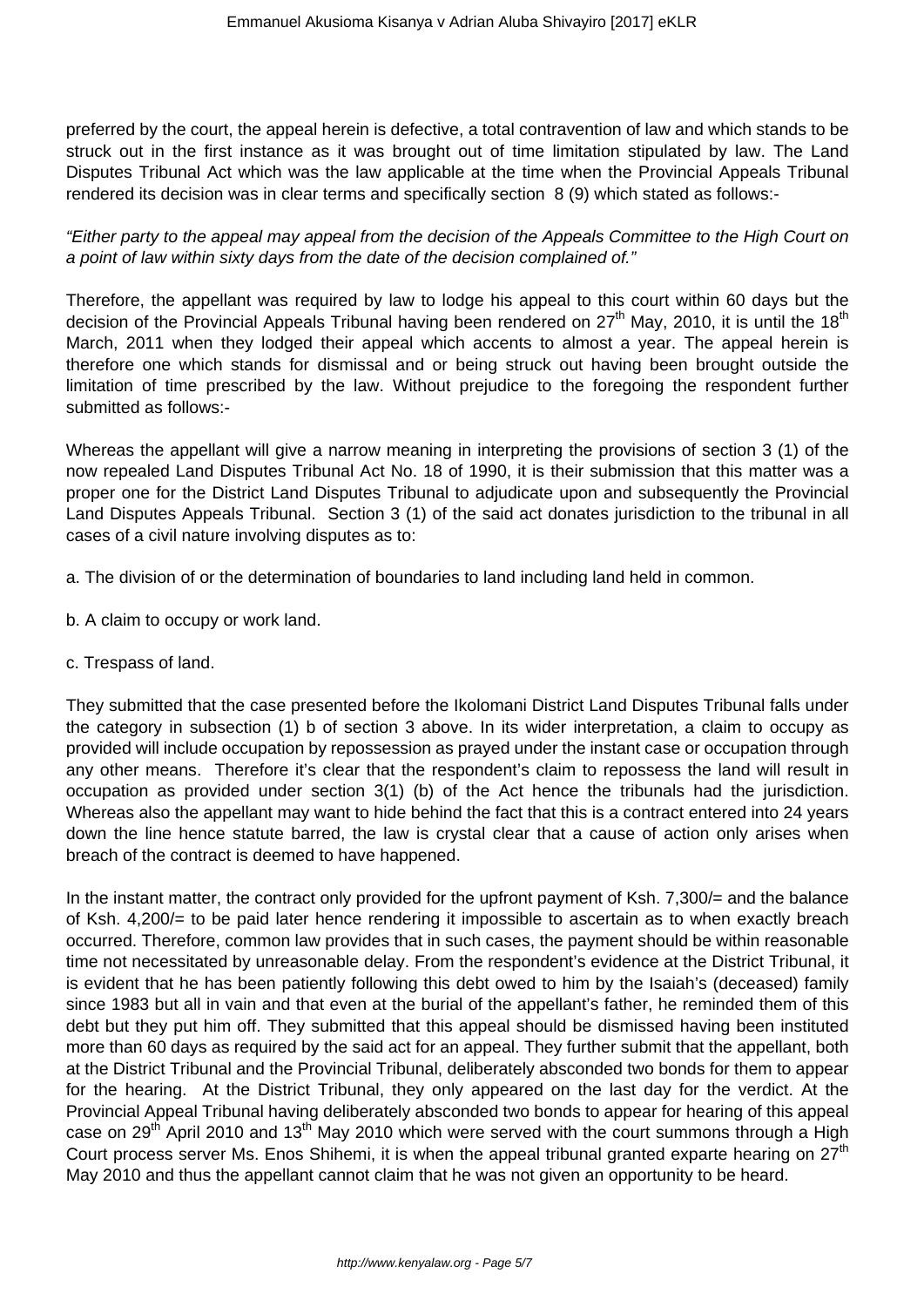preferred by the court, the appeal herein is defective, a total contravention of law and which stands to be struck out in the first instance as it was brought out of time limitation stipulated by law. The Land Disputes Tribunal Act which was the law applicable at the time when the Provincial Appeals Tribunal rendered its decision was in clear terms and specifically section 8 (9) which stated as follows:-

*"Either party to the appeal may appeal from the decision of the Appeals Committee to the High Court on a point of law within sixty days from the date of the decision complained of."*

Therefore, the appellant was required by law to lodge his appeal to this court within 60 days but the decision of the Provincial Appeals Tribunal having been rendered on 27th May, 2010, it is until the 18th March, 2011 when they lodged their appeal which accents to almost a year. The appeal herein is therefore one which stands for dismissal and or being struck out having been brought outside the limitation of time prescribed by the law. Without prejudice to the foregoing the respondent further submitted as follows:-

Whereas the appellant will give a narrow meaning in interpreting the provisions of section 3 (1) of the now repealed Land Disputes Tribunal Act No. 18 of 1990, it is their submission that this matter was a proper one for the District Land Disputes Tribunal to adjudicate upon and subsequently the Provincial Land Disputes Appeals Tribunal. Section 3 (1) of the said act donates jurisdiction to the tribunal in all cases of a civil nature involving disputes as to:

a. The division of or the determination of boundaries to land including land held in common.

b. A claim to occupy or work land.

c. Trespass of land.

They submitted that the case presented before the Ikolomani District Land Disputes Tribunal falls under the category in subsection (1) b of section 3 above. In its wider interpretation, a claim to occupy as provided will include occupation by repossession as prayed under the instant case or occupation through any other means. Therefore it's clear that the respondent's claim to repossess the land will result in occupation as provided under section 3(1) (b) of the Act hence the tribunals had the jurisdiction. Whereas also the appellant may want to hide behind the fact that this is a contract entered into 24 years down the line hence statute barred, the law is crystal clear that a cause of action only arises when breach of the contract is deemed to have happened.

In the instant matter, the contract only provided for the upfront payment of Ksh. 7,300/= and the balance of Ksh. 4,200/= to be paid later hence rendering it impossible to ascertain as to when exactly breach occurred. Therefore, common law provides that in such cases, the payment should be within reasonable time not necessitated by unreasonable delay. From the respondent's evidence at the District Tribunal, it is evident that he has been patiently following this debt owed to him by the Isaiah's (deceased) family since 1983 but all in vain and that even at the burial of the appellant's father, he reminded them of this debt but they put him off. They submitted that this appeal should be dismissed having been instituted more than 60 days as required by the said act for an appeal. They further submit that the appellant, both at the District Tribunal and the Provincial Tribunal, deliberately absconded two bonds for them to appear for the hearing. At the District Tribunal, they only appeared on the last day for the verdict. At the Provincial Appeal Tribunal having deliberately absconded two bonds to appear for hearing of this appeal case on 29th April 2010 and 13th May 2010 which were served with the court summons through a High Court process server Ms. Enos Shihemi, it is when the appeal tribunal granted exparte hearing on 27th May 2010 and thus the appellant cannot claim that he was not given an opportunity to be heard.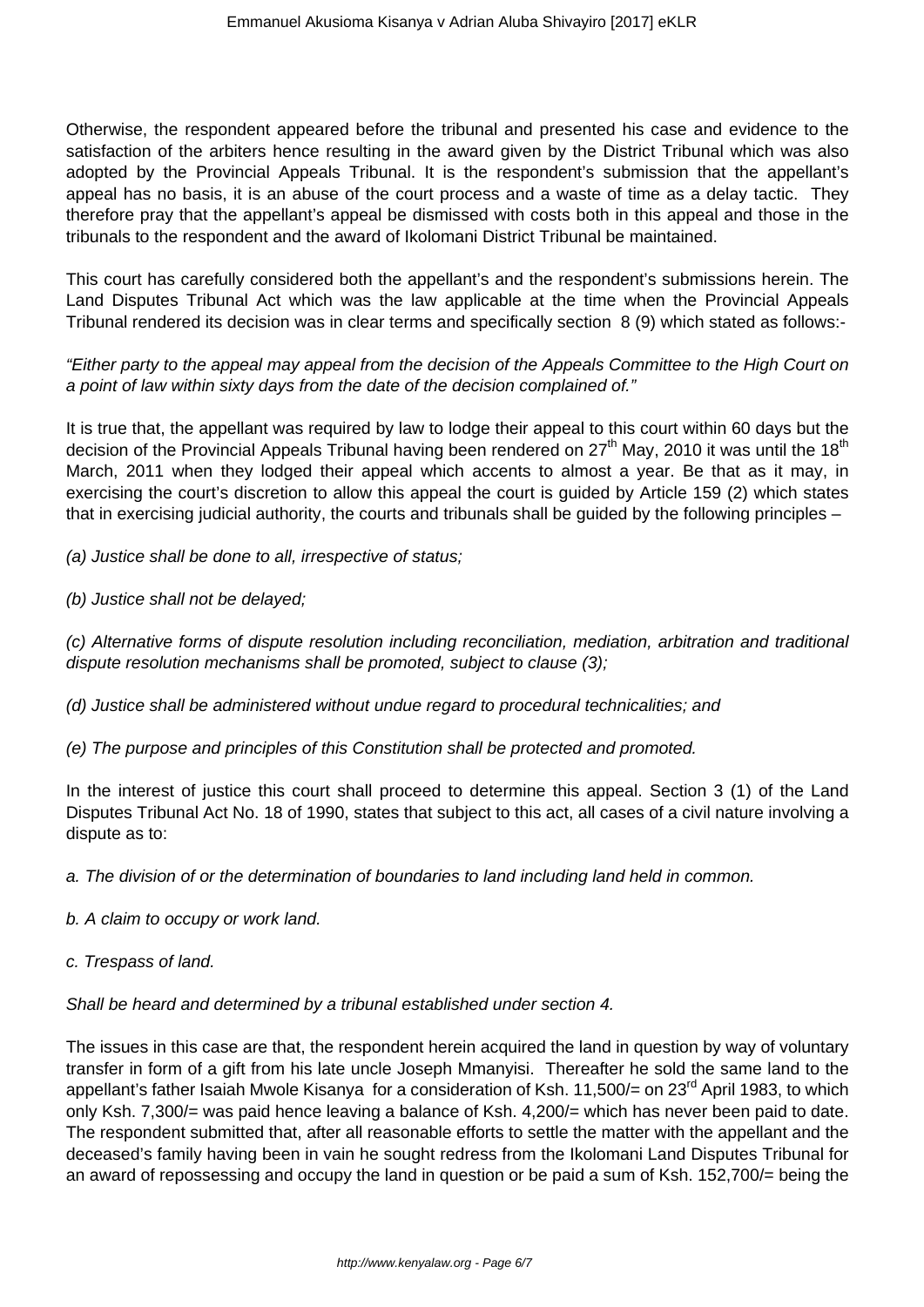Otherwise, the respondent appeared before the tribunal and presented his case and evidence to the satisfaction of the arbiters hence resulting in the award given by the District Tribunal which was also adopted by the Provincial Appeals Tribunal. It is the respondent's submission that the appellant's appeal has no basis, it is an abuse of the court process and a waste of time as a delay tactic. They therefore pray that the appellant's appeal be dismissed with costs both in this appeal and those in the tribunals to the respondent and the award of Ikolomani District Tribunal be maintained.

This court has carefully considered both the appellant's and the respondent's submissions herein. The Land Disputes Tribunal Act which was the law applicable at the time when the Provincial Appeals Tribunal rendered its decision was in clear terms and specifically section 8 (9) which stated as follows:-

*"Either party to the appeal may appeal from the decision of the Appeals Committee to the High Court on a point of law within sixty days from the date of the decision complained of."*

It is true that, the appellant was required by law to lodge their appeal to this court within 60 days but the decision of the Provincial Appeals Tribunal having been rendered on 27th May, 2010 it was until the 18th March, 2011 when they lodged their appeal which accents to almost a year. Be that as it may, in exercising the court's discretion to allow this appeal the court is guided by Article 159 (2) which states that in exercising judicial authority, the courts and tribunals shall be guided by the following principles –

*(a) Justice shall be done to all, irrespective of status;*

*(b) Justice shall not be delayed;*

*(c) Alternative forms of dispute resolution including reconciliation, mediation, arbitration and traditional dispute resolution mechanisms shall be promoted, subject to clause (3);*

*(d) Justice shall be administered without undue regard to procedural technicalities; and*

*(e) The purpose and principles of this Constitution shall be protected and promoted.*

In the interest of justice this court shall proceed to determine this appeal. Section 3 (1) of the Land Disputes Tribunal Act No. 18 of 1990, states that subject to this act, all cases of a civil nature involving a dispute as to:

*a. The division of or the determination of boundaries to land including land held in common.*

*b. A claim to occupy or work land.*

*c. Trespass of land.*

*Shall be heard and determined by a tribunal established under section 4.*

The issues in this case are that, the respondent herein acquired the land in question by way of voluntary transfer in form of a gift from his late uncle Joseph Mmanyisi. Thereafter he sold the same land to the appellant's father Isaiah Mwole Kisanya for a consideration of Ksh. 11,500/= on 23rd April 1983, to which only Ksh. 7,300/= was paid hence leaving a balance of Ksh. 4,200/= which has never been paid to date. The respondent submitted that, after all reasonable efforts to settle the matter with the appellant and the deceased's family having been in vain he sought redress from the Ikolomani Land Disputes Tribunal for an award of repossessing and occupy the land in question or be paid a sum of Ksh. 152,700/= being the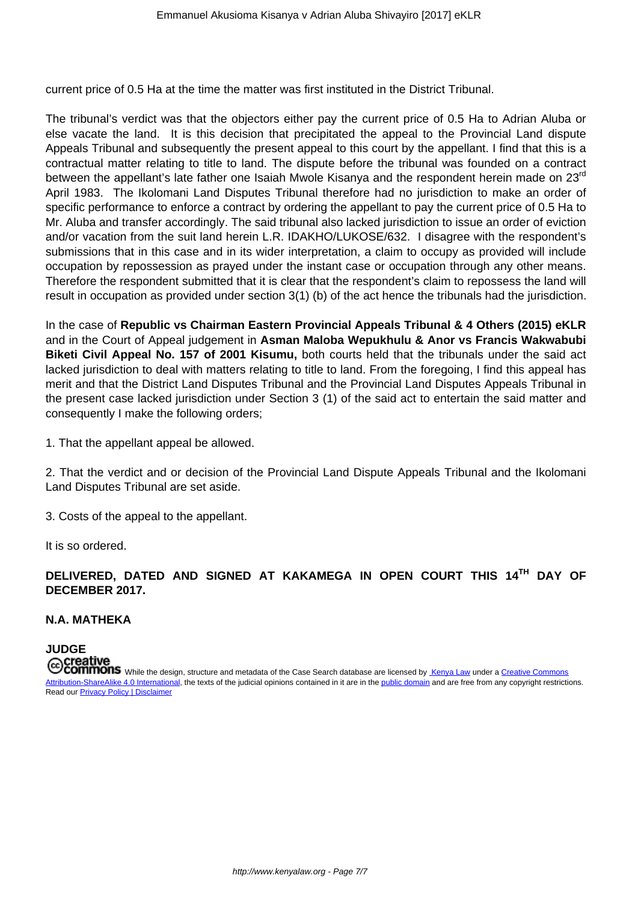current price of 0.5 Ha at the time the matter was first instituted in the District Tribunal.

The tribunal's verdict was that the objectors either pay the current price of 0.5 Ha to Adrian Aluba or else vacate the land. It is this decision that precipitated the appeal to the Provincial Land dispute Appeals Tribunal and subsequently the present appeal to this court by the appellant. I find that this is a contractual matter relating to title to land. The dispute before the tribunal was founded on a contract between the appellant's late father one Isaiah Mwole Kisanya and the respondent herein made on 23rd April 1983. The Ikolomani Land Disputes Tribunal therefore had no jurisdiction to make an order of specific performance to enforce a contract by ordering the appellant to pay the current price of 0.5 Ha to Mr. Aluba and transfer accordingly. The said tribunal also lacked jurisdiction to issue an order of eviction and/or vacation from the suit land herein L.R. IDAKHO/LUKOSE/632. I disagree with the respondent's submissions that in this case and in its wider interpretation, a claim to occupy as provided will include occupation by repossession as prayed under the instant case or occupation through any other means. Therefore the respondent submitted that it is clear that the respondent's claim to repossess the land will result in occupation as provided under section 3(1) (b) of the act hence the tribunals had the jurisdiction.

In the case of **Republic vs Chairman Eastern Provincial Appeals Tribunal & 4 Others (2015) eKLR** and in the Court of Appeal judgement in **Asman Maloba Wepukhulu & Anor vs Francis Wakwabubi Biketi Civil Appeal No. 157 of 2001 Kisumu,** both courts held that the tribunals under the said act lacked jurisdiction to deal with matters relating to title to land. From the foregoing, I find this appeal has merit and that the District Land Disputes Tribunal and the Provincial Land Disputes Appeals Tribunal in the present case lacked jurisdiction under Section 3 (1) of the said act to entertain the said matter and consequently I make the following orders;

1. That the appellant appeal be allowed.

2. That the verdict and or decision of the Provincial Land Dispute Appeals Tribunal and the Ikolomani Land Disputes Tribunal are set aside.

3. Costs of the appeal to the appellant.

It is so ordered.

**DELIVERED, DATED AND SIGNED AT KAKAMEGA IN OPEN COURT THIS 14TH DAY OF DECEMBER 2017.**

**N.A. MATHEKA**

**JUDGE**

While the design, structure and metadata of the Case Search database are licensed by Kenya Law under a Creative Commons Attribution-ShareAlike 4.0 International, the texts of the judicial opinions contained in it are in the public domain and are free from any copyright restrictions. Read our Privacy Policy | Disclaimer